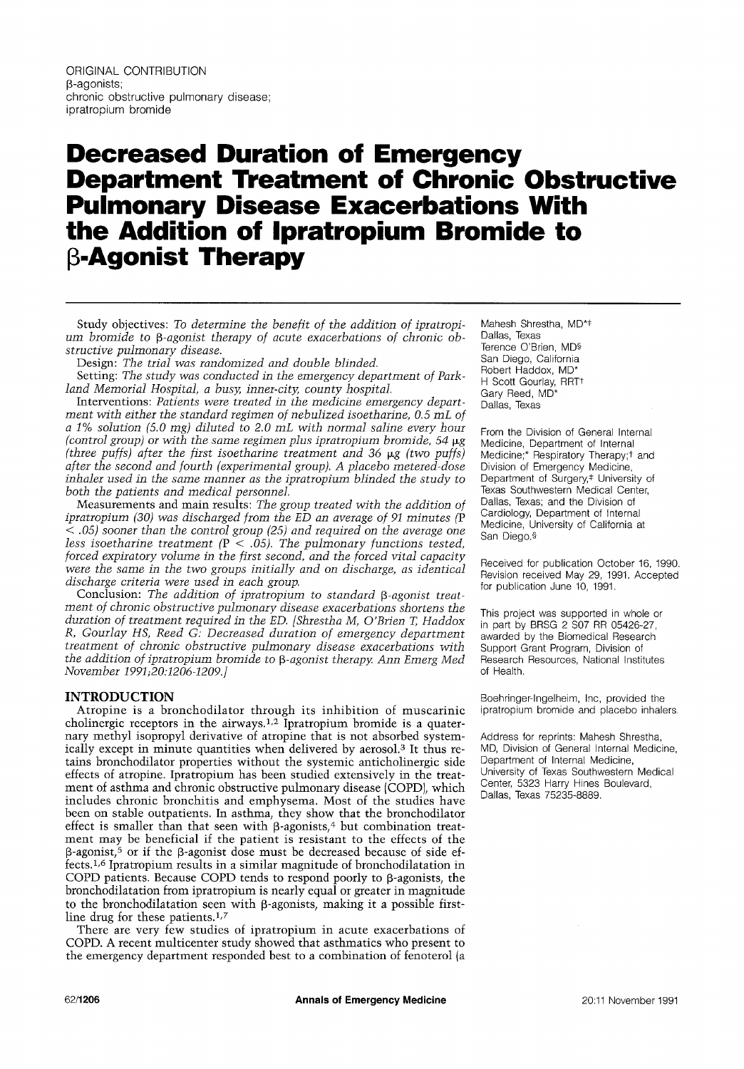ORIGINAL CONTRIBUTION
β-agonists;
chronic obstructive pulmonary disease;
ipratropium bromide

# Decreased Duration of Emergency Department Treatment of Chronic Obstructive Pulmonary Disease Exacerbations With the Addition of Ipratropium Bromide to β-Agonist Therapy

Mahesh Shrestha, MD*‡
Dallas, Texas
Terence O'Brien, MD§
San Diego, California
Robert Haddox, MD*
H Scott Gourlay, RRT†
Gary Reed, MD*
Dallas, Texas

From the Division of General Internal Medicine, Department of Internal Medicine;* Respiratory Therapy;† and Division of Emergency Medicine, Department of Surgery,‡ University of Texas Southwestern Medical Center, Dallas, Texas; and the Division of Cardiology, Department of Internal Medicine, University of California at San Diego.§

Received for publication October 16, 1990. Revision received May 29, 1991. Accepted for publication June 10, 1991.

This project was supported in whole or in part by BRSG 2 S07 RR 05426-27, awarded by the Biomedical Research Support Grant Program, Division of Research Resources, National Institutes of Health.

Boehringer-Ingelheim, Inc, provided the ipratropium bromide and placebo inhalers.

Address for reprints: Mahesh Shrestha, MD, Division of General Internal Medicine, Department of Internal Medicine, University of Texas Southwestern Medical Center, 5323 Harry Hines Boulevard, Dallas, Texas 75235-8889.

Study objectives: *To determine the benefit of the addition of ipratropium bromide to β-agonist therapy of acute exacerbations of chronic obstructive pulmonary disease.*

Design: *The trial was randomized and double blinded.*

Setting: *The study was conducted in the emergency department of Parkland Memorial Hospital, a busy, inner-city, county hospital.*

Interventions: *Patients were treated in the medicine emergency department with either the standard regimen of nebulized isoetharine, 0.5 mL of a 1% solution (5.0 mg) diluted to 2.0 mL with normal saline every hour (control group) or with the same regimen plus ipratropium bromide, 54 µg (three puffs) after the first isoetharine treatment and 36 µg (two puffs) after the second and fourth (experimental group). A placebo metered-dose inhaler used in the same manner as the ipratropium blinded the study to both the patients and medical personnel.*

Measurements and main results: *The group treated with the addition of ipratropium (30) was discharged from the ED an average of 91 minutes ($P < .05$) sooner than the control group (25) and required on the average one less isoetharine treatment ($P < .05$). The pulmonary functions tested, forced expiratory volume in the first second, and the forced vital capacity were the same in the two groups initially and on discharge, as identical discharge criteria were used in each group.*

Conclusion: *The addition of ipratropium to standard β-agonist treatment of chronic obstructive pulmonary disease exacerbations shortens the duration of treatment required in the ED. [Shrestha M, O'Brien T, Haddox R, Gourlay HS, Reed G: Decreased duration of emergency department treatment of chronic obstructive pulmonary disease exacerbations with the addition of ipratropium bromide to β-agonist therapy. Ann Emerg Med November 1991;20:1206-1209.]*

## INTRODUCTION

Atropine is a bronchodilator through its inhibition of muscarinic cholinergic receptors in the airways.[1,2] Ipratropium bromide is a quaternary methyl isopropyl derivative of atropine that is not absorbed systemically except in minute quantities when delivered by aerosol.[3] It thus retains bronchodilator properties without the systemic anticholinergic side effects of atropine. Ipratropium has been studied extensively in the treatment of asthma and chronic obstructive pulmonary disease (COPD), which includes chronic bronchitis and emphysema. Most of the studies have been on stable outpatients. In asthma, they show that the bronchodilator effect is smaller than that seen with β-agonists,[4] but combination treatment may be beneficial if the patient is resistant to the effects of the β-agonist,[5] or if the β-agonist dose must be decreased because of side effects.[1,6] Ipratropium results in a similar magnitude of bronchodilatation in COPD patients. Because COPD tends to respond poorly to β-agonists, the bronchodilatation from ipratropium is nearly equal or greater in magnitude to the bronchodilatation seen with β-agonists, making it a possible first-line drug for these patients.[1,7]

There are very few studies of ipratropium in acute exacerbations of COPD. A recent multicenter study showed that asthmatics who present to the emergency department responded best to a combination of fenoterol (a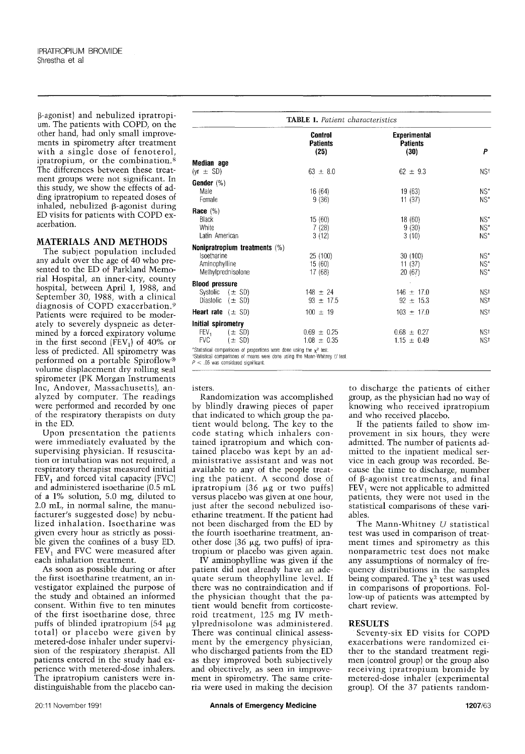β-agonist) and nebulized ipratropium. The patients with COPD, on the other hand, had only small improvements in spirometry after treatment with a single dose of fenoterol, ipratropium, or the combination.[8] The differences between these treatment groups were not significant. In this study, we show the effects of adding ipratropium to repeated doses of inhaled, nebulized β-agonist during ED visits for patients with COPD exacerbation.

## MATERIALS AND METHODS

The subject population included any adult over the age of 40 who presented to the ED of Parkland Memorial Hospital, an inner-city, county hospital, between April 1, 1988, and September 30, 1988, with a clinical diagnosis of COPD exacerbation.[9] Patients were required to be moderately to severely dyspneic as determined by a forced expiratory volume in the first second ($FEV_1$) of 40% or less of predicted. All spirometry was performed on a portable Spiroflow® volume displacement dry rolling seal spirometer (PK Morgan Instruments Inc, Andover, Massachusetts), analyzed by computer. The readings were performed and recorded by one of the respiratory therapists on duty in the ED.

Upon presentation the patients were immediately evaluated by the supervising physician. If resuscitation or intubation was not required, a respiratory therapist measured initial $FEV_1$ and forced vital capacity (FVC) and administered isoetharine (0.5 mL of a 1% solution, 5.0 mg, diluted to 2.0 mL, in normal saline, the manufacturer's suggested dose) by nebulized inhalation. Isoetharine was given every hour as strictly as possible given the confines of a busy ED. $FEV_1$ and FVC were measured after each inhalation treatment.

As soon as possible during or after the first isoetharine treatment, an investigator explained the purpose of the study and obtained an informed consent. Within five to ten minutes of the first isoetharine dose, three puffs of blinded ipratropium (54 μg total) or placebo were given by metered-dose inhaler under supervision of the respiratory therapist. All patients entered in the study had experience with metered-dose inhalers. The ipratropium canisters were indistinguishable from the placebo canisters.

**TABLE 1.** *Patient characteristics*

| | Control Patients (25) | Experimental Patients (30) | P |
|---|---|---|---|
| **Median age** | | | |
| (yr ± SD) | 63 ± 8.0 | 62 ± 9.3 | NS† |
| **Gender** (%) | | | |
| Male | 16 (64) | 19 (63) | NS* |
| Female | 9 (36) | 11 (37) | NS* |
| **Race** (%) | | | |
| Black | 15 (60) | 18 (60) | NS* |
| White | 7 (28) | 9 (30) | NS* |
| Latin American | 3 (12) | 3 (10) | NS* |
| **Nonipratropium treatments** (%) | | | |
| Isoetharine | 25 (100) | 30 (100) | NS* |
| Aminophylline | 15 (60) | 11 (37) | NS* |
| Methylprednisolone | 17 (68) | 20 (67) | NS* |
| **Blood pressure** | | | |
| Systolic (± SD) | 148 ± 24 | 146 ± 17.0 | NS† |
| Diastolic (± SD) | 93 ± 17.5 | 92 ± 15.3 | NS† |
| **Heart rate** (± SD) | 100 ± 19 | 103 ± 17.0 | NS† |
| **Initial spirometry** | | | |
| $FEV_1$ (± SD) | 0.69 ± 0.25 | 0.68 ± 0.27 | NS† |
| FVC (± SD) | 1.08 ± 0.35 | 1.15 ± 0.49 | NS† |

*Statistical comparisons of proportions were done using the $\chi^2$ test.
†Statistical comparisons of means were done using the Mann-Whitney *U* test.
$P < .05$ was considered significant.

Randomization was accomplished by blindly drawing pieces of paper that indicated to which group the patient would belong. The key to the code stating which inhalers contained ipratropium and which contained placebo was kept by an administrative assistant and was not available to any of the people treating the patient. A second dose of ipratropium (36 μg or two puffs) versus placebo was given at one hour, just after the second nebulized isoetharine treatment. If the patient had not been discharged from the ED by the fourth isoetharine treatment, another dose (36 μg, two puffs) of ipratropium or placebo was given again.

IV aminophylline was given if the patient did not already have an adequate serum theophylline level. If there was no contraindication and if the physician thought that the patient would benefit from corticosteroid treatment, 125 mg IV methylprednisolone was administered. There was continual clinical assessment by the emergency physician, who discharged patients from the ED as they improved both subjectively and objectively, as seen in improvement in spirometry. The same criteria were used in making the decision to discharge the patients of either group, as the physician had no way of knowing who received ipratropium and who received placebo.

If the patients failed to show improvement in six hours, they were admitted. The number of patients admitted to the inpatient medical service in each group was recorded. Because the time to discharge, number of β-agonist treatments, and final $FEV_1$ were not applicable to admitted patients, they were not used in the statistical comparisons of these variables.

The Mann-Whitney *U* statistical test was used in comparison of treatment times and spirometry as this nonparametric test does not make any assumptions of normalcy of frequency distributions in the samples being compared. The $\chi^2$ test was used in comparisons of proportions. Follow-up of patients was attempted by chart review.

## RESULTS

Seventy-six ED visits for COPD exacerbations were randomized either to the standard treatment regimen (control group) or the group also receiving ipratropium bromide by metered-dose inhaler (experimental group). Of the 37 patients random-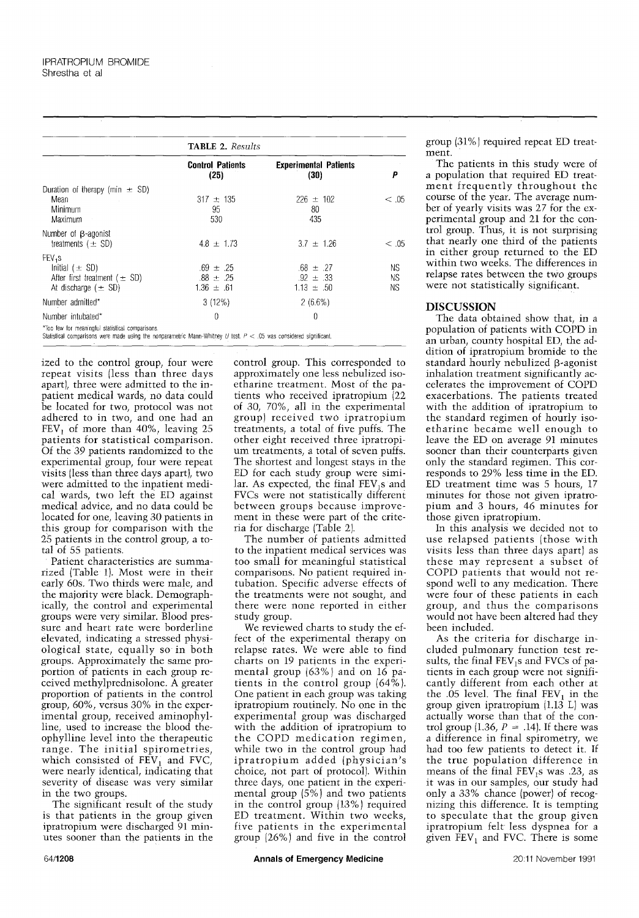**TABLE 2.** *Results*

| | Control Patients (25) | Experimental Patients (30) | P |
|---|---|---|---|
| Duration of therapy (min ± SD) | | | |
| Mean | 317 ± 135 | 226 ± 102 | < .05 |
| Minimum | 95 | 80 | |
| Maximum | 530 | 435 | |
| Number of β-agonist treatments (± SD) | 4.8 ± 1.73 | 3.7 ± 1.26 | < .05 |
| $FEV_1$s | | | |
| Initial (± SD) | .69 ± .25 | .68 ± .27 | NS |
| After first treatment (± SD) | .88 ± .25 | .92 ± .33 | NS |
| At discharge (± SD) | 1.36 ± .61 | 1.13 ± .50 | NS |
| Number admitted* | 3 (12%) | 2 (6.6%) | |
| Number intubated* | 0 | 0 | |

*Too few for meaningful statistical comparisons.
Statistical comparisons were made using the nonparametric Mann-Whitney *U* test. $P < .05$ was considered significant.

ized to the control group, four were repeat visits (less than three days apart), three were admitted to the inpatient medical wards, no data could be located for two, protocol was not adhered to in two, and one had an $FEV_1$ of more than 40%, leaving 25 patients for statistical comparison. Of the 39 patients randomized to the experimental group, four were repeat visits (less than three days apart), two were admitted to the inpatient medical wards, two left the ED against medical advice, and no data could be located for one, leaving 30 patients in this group for comparison with the 25 patients in the control group, a total of 55 patients.

Patient characteristics are summarized (Table 1). Most were in their early 60s. Two thirds were male, and the majority were black. Demographically, the control and experimental groups were very similar. Blood pressure and heart rate were borderline elevated, indicating a stressed physiological state, equally so in both groups. Approximately the same proportion of patients in each group received methylprednisolone. A greater proportion of patients in the control group, 60%, versus 30% in the experimental group, received aminophylline, used to increase the blood theophylline level into the therapeutic range. The initial spirometries, which consisted of $FEV_1$ and FVC, were nearly identical, indicating that severity of disease was very similar in the two groups.

The significant result of the study is that patients in the group given ipratropium were discharged 91 minutes sooner than the patients in the control group. This corresponded to approximately one less nebulized isoetharine treatment. Most of the patients who received ipratropium (22 of 30, 70%, all in the experimental group) received two ipratropium treatments, a total of five puffs. The other eight received three ipratropium treatments, a total of seven puffs. The shortest and longest stays in the ED for each study group were similar. As expected, the final $FEV_1$s and FVCs were not statistically different between groups because improvement in these were part of the criteria for discharge (Table 2).

The number of patients admitted to the inpatient medical services was too small for meaningful statistical comparisons. No patient required intubation. Specific adverse effects of the treatments were not sought, and there were none reported in either study group.

We reviewed charts to study the effect of the experimental therapy on relapse rates. We were able to find charts on 19 patients in the experimental group (63%) and on 16 patients in the control group (64%). One patient in each group was taking ipratropium routinely. No one in the experimental group was discharged with the addition of ipratropium to the COPD medication regimen, while two in the control group had ipratropium added (physician's choice, not part of protocol). Within three days, one patient in the experimental group (5%) and two patients in the control group (13%) required ED treatment. Within two weeks, five patients in the experimental group (26%) and five in the control group (31%) required repeat ED treatment.

The patients in this study were of a population that required ED treatment frequently throughout the course of the year. The average number of yearly visits was 27 for the experimental group and 21 for the control group. Thus, it is not surprising that nearly one third of the patients in either group returned to the ED within two weeks. The differences in relapse rates between the two groups were not statistically significant.

## DISCUSSION

The data obtained show that, in a population of patients with COPD in an urban, county hospital ED, the addition of ipratropium bromide to the standard hourly nebulized β-agonist inhalation treatment significantly accelerates the improvement of COPD exacerbations. The patients treated with the addition of ipratropium to the standard regimen of hourly isoetharine became well enough to leave the ED on average 91 minutes sooner than their counterparts given only the standard regimen. This corresponds to 29% less time in the ED. ED treatment time was 5 hours, 17 minutes for those not given ipratropium and 3 hours, 46 minutes for those given ipratropium.

In this analysis we decided not to use relapsed patients (those with visits less than three days apart) as these may represent a subset of COPD patients that would not respond well to any medication. There were four of these patients in each group, and thus the comparisons would not have been altered had they been included.

As the criteria for discharge included pulmonary function test results, the final $FEV_1$s and FVCs of patients in each group were not significantly different from each other at the .05 level. The final $FEV_1$ in the group given ipratropium (1.13 L) was actually worse than that of the control group (1.36, $P = .14$). If there was a difference in final spirometry, we had too few patients to detect it. If the true population difference in means of the final $FEV_1$s was .23, as it was in our samples, our study had only a 33% chance (power) of recognizing this difference. It is tempting to speculate that the group given ipratropium felt less dyspnea for a given $FEV_1$ and FVC. There is some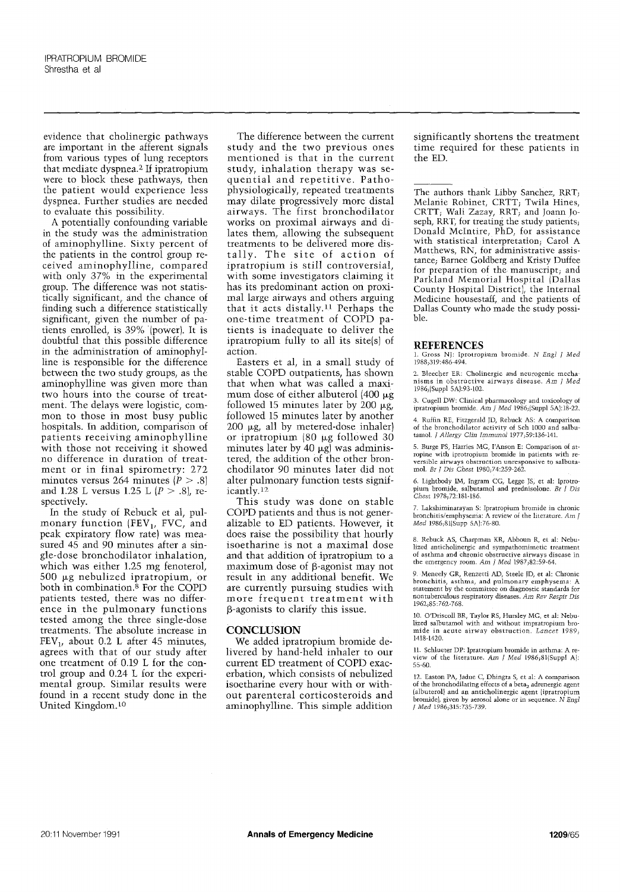evidence that cholinergic pathways are important in the afferent signals from various types of lung receptors that mediate dyspnea.[2] If ipratropium were to block these pathways, then the patient would experience less dyspnea. Further studies are needed to evaluate this possibility.

A potentially confounding variable in the study was the administration of aminophylline. Sixty percent of the patients in the control group received aminophylline, compared with only 37% in the experimental group. The difference was not statistically significant, and the chance of finding such a difference statistically significant, given the number of patients enrolled, is 39% (power). It is doubtful that this possible difference in the administration of aminophylline is responsible for the difference between the two study groups, as the aminophylline was given more than two hours into the course of treatment. The delays were logistic, common to those in most busy public hospitals. In addition, comparison of patients receiving aminophylline with those not receiving it showed no difference in duration of treatment or in final spirometry: 272 minutes versus 264 minutes ($P > .8$) and 1.28 L versus 1.25 L ($P > .8$), respectively.

In the study of Rebuck et al, pulmonary function ($FEV_1$, FVC, and peak expiratory flow rate) was measured 45 and 90 minutes after a single-dose bronchodilator inhalation, which was either 1.25 mg fenoterol, 500 µg nebulized ipratropium, or both in combination.[8] For the COPD patients tested, there was no difference in the pulmonary functions tested among the three single-dose treatments. The absolute increase in $FEV_1$, about 0.2 L after 45 minutes, agrees with that of our study after one treatment of 0.19 L for the control group and 0.24 L for the experimental group. Similar results were found in a recent study done in the United Kingdom.[10]

The difference between the current study and the two previous ones mentioned is that in the current study, inhalation therapy was sequential and repetitive. Pathophysiologically, repeated treatments may dilate progressively more distal airways. The first bronchodilator works on proximal airways and dilates them, allowing the subsequent treatments to be delivered more distally. The site of action of ipratropium is still controversial, with some investigators claiming it has its predominant action on proximal large airways and others arguing that it acts distally.[11] Perhaps the one-time treatment of COPD patients is inadequate to deliver the ipratropium fully to all its site(s) of action.

Easters et al, in a small study of stable COPD outpatients, has shown that when what was called a maximum dose of either albuterol (400 µg followed 15 minutes later by 200 µg, followed 15 minutes later by another 200 µg, all by metered-dose inhaler) or ipratropium (80 µg followed 30 minutes later by 40 µg) was administered, the addition of the other bronchodilator 90 minutes later did not alter pulmonary function tests significantly.[12]

This study was done on stable COPD patients and thus is not generalizable to ED patients. However, it does raise the possibility that hourly isoetharine is not a maximal dose and that addition of ipratropium to a maximum dose of β-agonist may not result in any additional benefit. We are currently pursuing studies with more frequent treatment with β-agonists to clarify this issue.

## CONCLUSION

We added ipratropium bromide delivered by hand-held inhaler to our current ED treatment of COPD exacerbation, which consists of nebulized isoetharine every hour with or without parenteral corticosteroids and aminophylline. This simple addition significantly shortens the treatment time required for these patients in the ED.

The authors thank Libby Sanchez, RRT; Melanie Robinet, CRTT; Twila Hines, CRTT; Wali Zazay, RRT; and Joann Joseph, RRT, for treating the study patients; Donald McIntire, PhD, for assistance with statistical interpretation; Carol A Matthews, RN, for administrative assistance; Barnee Goldberg and Kristy Duffee for preparation of the manuscript; and Parkland Memorial Hospital (Dallas County Hospital District), the Internal Medicine housestaff, and the patients of Dallas County who made the study possible.

## REFERENCES

1. Gross NJ: Iprotropium bromide. *N Engl J Med* 1988;319:486-494.

2. Bleecher ER: Cholinergic and neurogenic mechanisms in obstructive airways disease. *Am J Med* 1986;(Suppl 5A):93-102.

3. Cugell DW: Clinical pharmacology and toxicology of ipratropium bromide. *Am J Med* 1986;(Suppl 5A):18-22.

4. Ruffin RE, Fitzgerald JD, Rebuck AS: A comparison of the bronchodilator activity of Sch 1000 and salbutamol. *J Allergy Clin Immunol* 1977;59:136-141.

5. Burge PS, Harries MG, I'Anson E: Comparison of atropine with iprotropium bromide in patients with reversible airways obstruction unresponsive to salbutamol. *Br J Dis Chest* 1980;74:259-262.

6. Lightbody IM, Ingram CG, Legge JS, et al: Iprotropium bromide, salbutamol and prednisolone. *Br J Dis Chest* 1978;72:181-186.

7. Lakshiminarayan S: Ipratropium bromide in chronic bronchitis/emphysema: A review of the literature. *Am J Med* 1986;81(Supp 5A):76-80.

8. Rebuck AS, Charpman KR, Abboun R, et al: Nebulized anticholinergic and sympathomimetic treatment of asthma and chronic obstructive airways disease in the emergency room. *Am J Med* 1987;82:59-64.

9. Meneely GR, Renzetti AD, Steele JD, et al: Chronic bronchitis, asthma, and pulmonary emphysema: A statement by the committee on diagnostic standards for nontuberculous respiratory diseases. *Am Rev Respir Dis* 1962;85:762-768.

10. O'Driscoll BR, Taylor RS, Hursley MG, et al: Nebulized salbutamol with and without impratropium bromide in acute airway obstruction. *Lancet* 1989; 1418-1420.

11. Schlueter DP: Ipratropium bromide in asthma: A review of the literature. *Am J Med* 1986;81(Suppl A): 55-60.

12. Easton PA, Jadue C, Dhingra S, et al: A comparison of the bronchodilating effects of a beta$_2$ adrenergic agent (albuterol) and an anticholinergic agent (ipratropium bromide), given by aerosol alone or in sequence. *N Engl J Med* 1986;315:735-739.